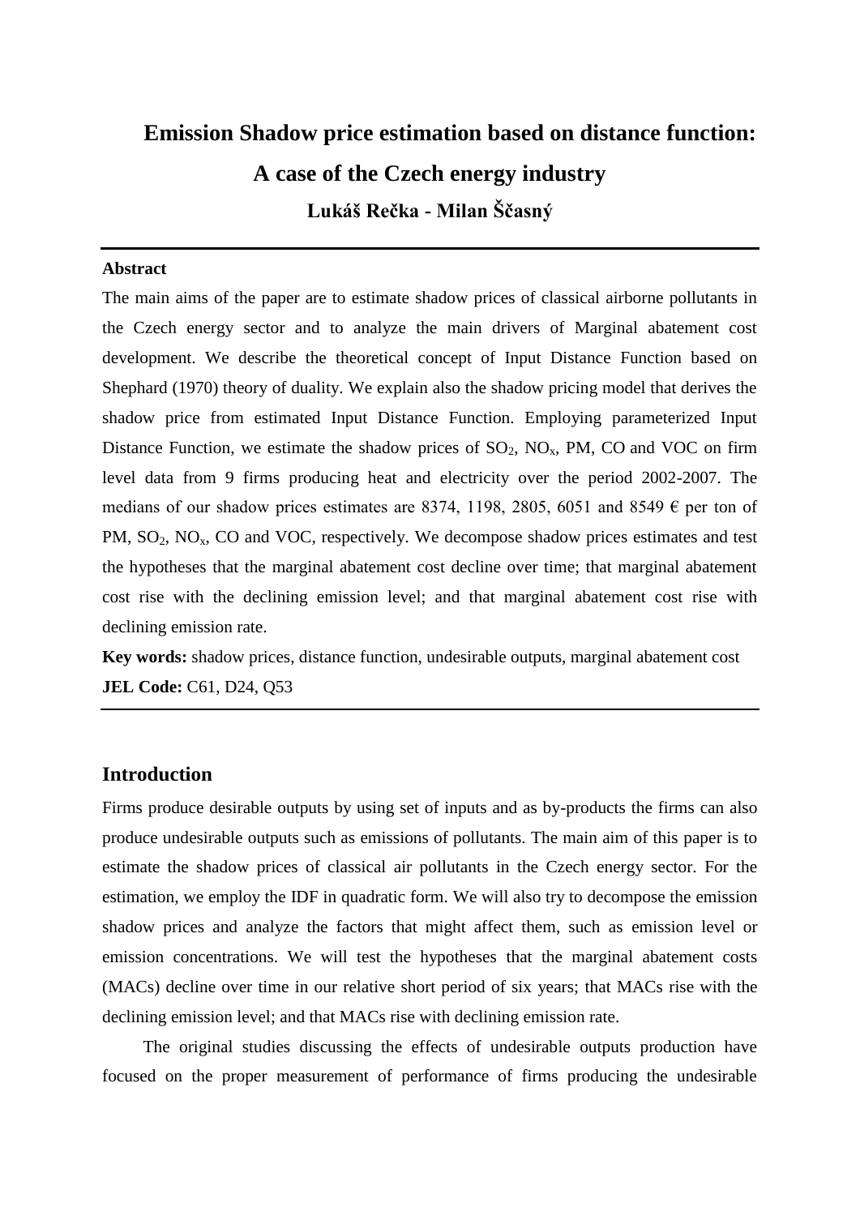# Emission Shadow price estimation based on distance function: A case of the Czech energy industry

**Lukáš Rečka - Milan Ščasný**

---

**Abstract**

The main aims of the paper are to estimate shadow prices of classical airborne pollutants in the Czech energy sector and to analyze the main drivers of Marginal abatement cost development. We describe the theoretical concept of Input Distance Function based on Shephard (1970) theory of duality. We explain also the shadow pricing model that derives the shadow price from estimated Input Distance Function. Employing parameterized Input Distance Function, we estimate the shadow prices of $SO_2$, $NO_x$, PM, CO and VOC on firm level data from 9 firms producing heat and electricity over the period 2002-2007. The medians of our shadow prices estimates are 8374, 1198, 2805, 6051 and 8549 € per ton of PM, $SO_2$, $NO_x$, CO and VOC, respectively. We decompose shadow prices estimates and test the hypotheses that the marginal abatement cost decline over time; that marginal abatement cost rise with the declining emission level; and that marginal abatement cost rise with declining emission rate.

**Key words:** shadow prices, distance function, undesirable outputs, marginal abatement cost

**JEL Code:** C61, D24, Q53

---

## Introduction

Firms produce desirable outputs by using set of inputs and as by-products the firms can also produce undesirable outputs such as emissions of pollutants. The main aim of this paper is to estimate the shadow prices of classical air pollutants in the Czech energy sector. For the estimation, we employ the IDF in quadratic form. We will also try to decompose the emission shadow prices and analyze the factors that might affect them, such as emission level or emission concentrations. We will test the hypotheses that the marginal abatement costs (MACs) decline over time in our relative short period of six years; that MACs rise with the declining emission level; and that MACs rise with declining emission rate.

The original studies discussing the effects of undesirable outputs production have focused on the proper measurement of performance of firms producing the undesirable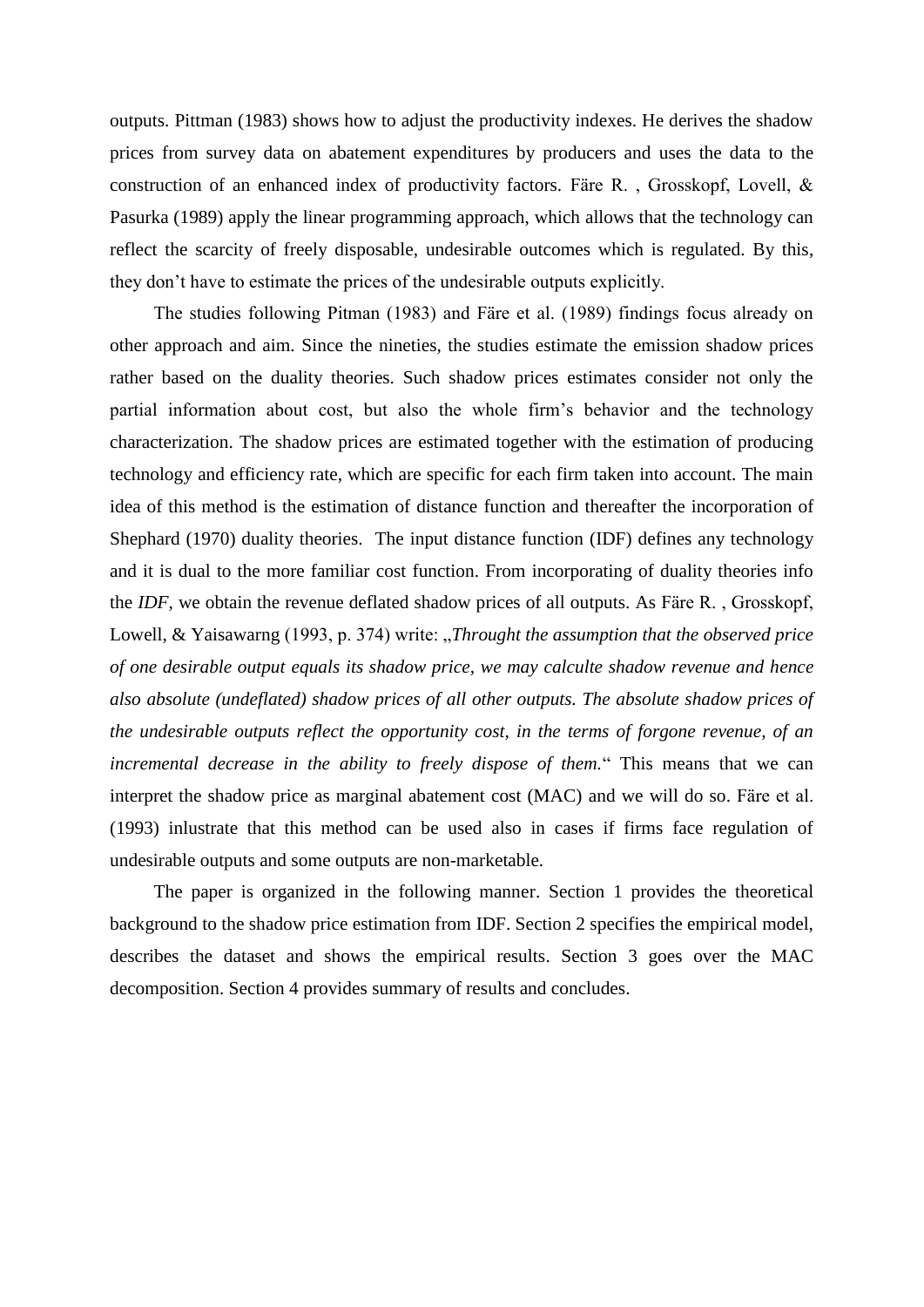outputs. Pittman (1983) shows how to adjust the productivity indexes. He derives the shadow prices from survey data on abatement expenditures by producers and uses the data to the construction of an enhanced index of productivity factors. Färe R. , Grosskopf, Lovell, & Pasurka (1989) apply the linear programming approach, which allows that the technology can reflect the scarcity of freely disposable, undesirable outcomes which is regulated. By this, they don't have to estimate the prices of the undesirable outputs explicitly.

The studies following Pitman (1983) and Färe et al. (1989) findings focus already on other approach and aim. Since the nineties, the studies estimate the emission shadow prices rather based on the duality theories. Such shadow prices estimates consider not only the partial information about cost, but also the whole firm's behavior and the technology characterization. The shadow prices are estimated together with the estimation of producing technology and efficiency rate, which are specific for each firm taken into account. The main idea of this method is the estimation of distance function and thereafter the incorporation of Shephard (1970) duality theories. The input distance function (IDF) defines any technology and it is dual to the more familiar cost function. From incorporating of duality theories info the *IDF*, we obtain the revenue deflated shadow prices of all outputs. As Färe R. , Grosskopf, Lowell, & Yaisawarng (1993, p. 374) write: „*Throught the assumption that the observed price of one desirable output equals its shadow price, we may calculte shadow revenue and hence also absolute (undeflated) shadow prices of all other outputs. The absolute shadow prices of the undesirable outputs reflect the opportunity cost, in the terms of forgone revenue, of an incremental decrease in the ability to freely dispose of them.*“ This means that we can interpret the shadow price as marginal abatement cost (MAC) and we will do so. Färe et al. (1993) inlustrate that this method can be used also in cases if firms face regulation of undesirable outputs and some outputs are non-marketable.

The paper is organized in the following manner. Section 1 provides the theoretical background to the shadow price estimation from IDF. Section 2 specifies the empirical model, describes the dataset and shows the empirical results. Section 3 goes over the MAC decomposition. Section 4 provides summary of results and concludes.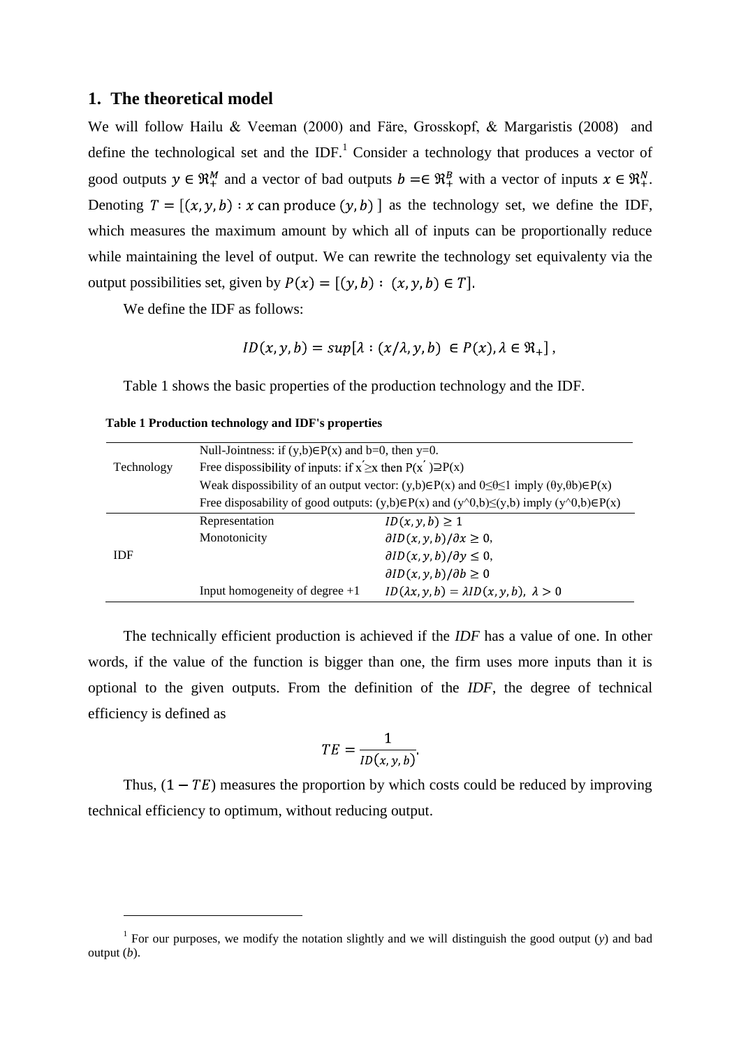## 1. The theoretical model

We will follow Hailu & Veeman (2000) and Färe, Grosskopf, & Margaristis (2008) and define the technological set and the IDF.[1] Consider a technology that produces a vector of good outputs $y \in \Re_+^M$ and a vector of bad outputs $b =\in \Re_+^B$ with a vector of inputs $x \in \Re_+^N$. Denoting $T = [(x, y, b) : x \text{ can produce } (y, b)]$ as the technology set, we define the IDF, which measures the maximum amount by which all of inputs can be proportionally reduce while maintaining the level of output. We can rewrite the technology set equivalenty via the output possibilities set, given by $P(x) = [(y, b) : (x, y, b) \in T]$.

We define the IDF as follows:

$$ID(x, y, b) = sup[\lambda : (x/\lambda, y, b) \in P(x), \lambda \in \Re_+],$$

Table 1 shows the basic properties of the production technology and the IDF.

**Table 1 Production technology and IDF's properties**

| | | |
|---|---|---|
| Technology | Null-Jointness: if (y,b)∈P(x) and b=0, then y=0. | |
| | Free dispossibility of inputs: if x´≥x then P(x´)⊇P(x) | |
| | Weak dispossibility of an output vector: (y,b)∈P(x) and 0≤θ≤1 imply (θy,θb)∈P(x) | |
| | Free disposability of good outputs: (y,b)∈P(x) and (y^0,b)≤(y,b) imply (y^0,b)∈P(x) | |
| IDF | Representation | $ID(x, y, b) \geq 1$ |
| | Monotonicity | $\partial ID(x, y, b)/\partial x \geq 0$, |
| | | $\partial ID(x, y, b)/\partial y \leq 0$, |
| | | $\partial ID(x, y, b)/\partial b \geq 0$ |
| | Input homogeneity of degree +1 | $ID(\lambda x, y, b) = \lambda ID(x, y, b),\ \lambda > 0$ |

The technically efficient production is achieved if the *IDF* has a value of one. In other words, if the value of the function is bigger than one, the firm uses more inputs than it is optional to the given outputs. From the definition of the *IDF*, the degree of technical efficiency is defined as

$$TE = \frac{1}{ID(x, y, b)}.$$

Thus, $(1 - TE)$ measures the proportion by which costs could be reduced by improving technical efficiency to optimum, without reducing output.

[1] For our purposes, we modify the notation slightly and we will distinguish the good output (*y*) and bad output (*b*).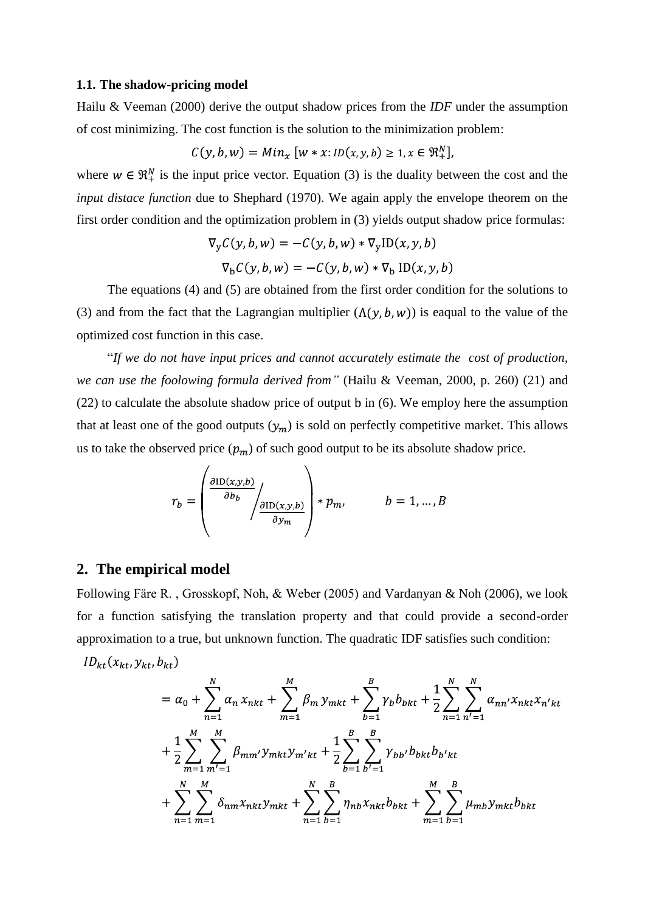### 1.1. The shadow-pricing model

Hailu & Veeman (2000) derive the output shadow prices from the *IDF* under the assumption of cost minimizing. The cost function is the solution to the minimization problem:

$$C(y,b,w) = Min_x \; [w * x \colon ID(x,y,b) \geq 1, x \in \Re_+^N],$$

where $w \in \Re_+^N$ is the input price vector. Equation (3) is the duality between the cost and the *input distace function* due to Shephard (1970). We again apply the envelope theorem on the first order condition and the optimization problem in (3) yields output shadow price formulas:

$$\nabla_y C(y,b,w) = -C(y,b,w) * \nabla_y \mathrm{ID}(x,y,b)$$

$$\nabla_b C(y,b,w) = -C(y,b,w) * \nabla_b \, \mathrm{ID}(x,y,b)$$

The equations (4) and (5) are obtained from the first order condition for the solutions to (3) and from the fact that the Lagrangian multiplier ($\Lambda(y,b,w)$) is eaqual to the value of the optimized cost function in this case.

"*If we do not have input prices and cannot accurately estimate the cost of production, we can use the foolowing formula derived from"* (Hailu & Veeman, 2000, p. 260) (21) and (22) to calculate the absolute shadow price of output b in (6). We employ here the assumption that at least one of the good outputs ($y_m$) is sold on perfectly competitive market. This allows us to take the observed price ($p_m$) of such good output to be its absolute shadow price.

$$r_b = \left( \frac{\partial \mathrm{ID}(x,y,b)}{\partial b_b} \Bigg/ \frac{\partial \mathrm{ID}(x,y,b)}{\partial y_m} \right) * p_m, \qquad b = 1, \ldots, B$$

## 2. The empirical model

Following Färe R. , Grosskopf, Noh, & Weber (2005) and Vardanyan & Noh (2006), we look for a function satisfying the translation property and that could provide a second-order approximation to a true, but unknown function. The quadratic IDF satisfies such condition:

$$\begin{aligned}
ID_{kt}(x_{kt}, y_{kt}, b_{kt}) \\
&= \alpha_0 + \sum_{n=1}^{N} \alpha_n x_{nkt} + \sum_{m=1}^{M} \beta_m y_{mkt} + \sum_{b=1}^{B} \gamma_b b_{bkt} + \frac{1}{2}\sum_{n=1}^{N}\sum_{n'=1}^{N} \alpha_{nn'} x_{nkt} x_{n'kt} \\
&+ \frac{1}{2}\sum_{m=1}^{M}\sum_{m'=1}^{M} \beta_{mm'} y_{mkt} y_{m'kt} + \frac{1}{2}\sum_{b=1}^{B}\sum_{b'=1}^{B} \gamma_{bb'} b_{bkt} b_{b'kt} \\
&+ \sum_{n=1}^{N}\sum_{m=1}^{M} \delta_{nm} x_{nkt} y_{mkt} + \sum_{n=1}^{N}\sum_{b=1}^{B} \eta_{nb} x_{nkt} b_{bkt} + \sum_{m=1}^{M}\sum_{b=1}^{B} \mu_{mb} y_{mkt} b_{bkt}
\end{aligned}$$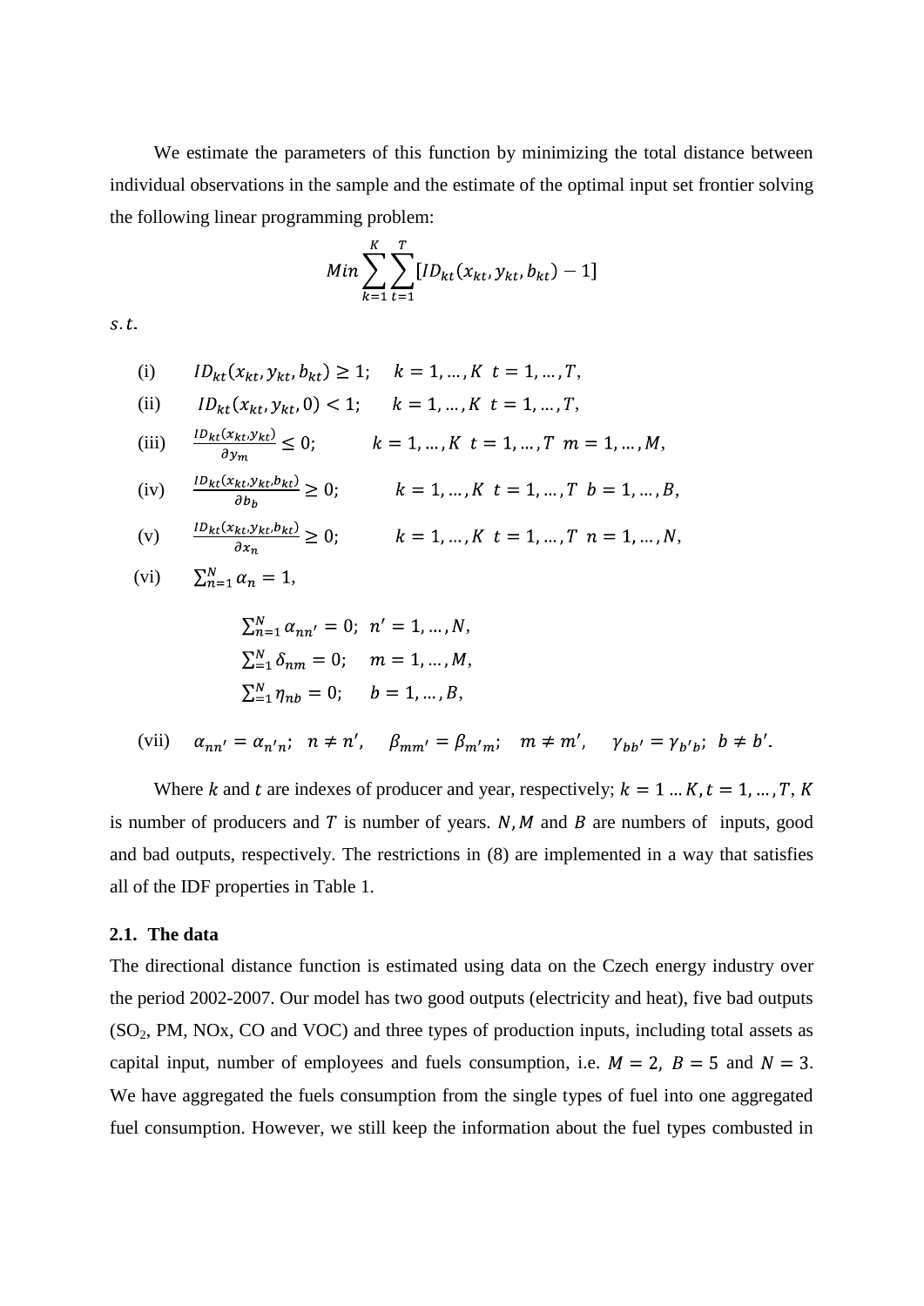We estimate the parameters of this function by minimizing the total distance between individual observations in the sample and the estimate of the optimal input set frontier solving the following linear programming problem:

$$Min \sum_{k=1}^{K} \sum_{t=1}^{T} [ID_{kt}(x_{kt}, y_{kt}, b_{kt}) - 1]$$

$s.t.$

(i) $ID_{kt}(x_{kt}, y_{kt}, b_{kt}) \geq 1; \quad k = 1, \dots, K \;\; t = 1, \dots, T,$

(ii) $ID_{kt}(x_{kt}, y_{kt}, 0) < 1; \quad k = 1, \dots, K \;\; t = 1, \dots, T,$

(iii) $\frac{ID_{kt}(x_{kt}, y_{kt})}{\partial y_m} \leq 0; \quad k = 1, \dots, K \;\; t = 1, \dots, T \;\; m = 1, \dots, M,$

(iv) $\frac{ID_{kt}(x_{kt}, y_{kt}, b_{kt})}{\partial b_b} \geq 0; \quad k = 1, \dots, K \;\; t = 1, \dots, T \;\; b = 1, \dots, B,$

(v) $\frac{ID_{kt}(x_{kt}, y_{kt}, b_{kt})}{\partial x_n} \geq 0; \quad k = 1, \dots, K \;\; t = 1, \dots, T \;\; n = 1, \dots, N,$

(vi) $\sum_{n=1}^{N} \alpha_n = 1,$

$\sum_{n=1}^{N} \alpha_{nn'} = 0; \;\; n' = 1, \dots, N,$

$\sum_{=1}^{N} \delta_{nm} = 0; \quad m = 1, \dots, M,$

$\sum_{=1}^{N} \eta_{nb} = 0; \quad b = 1, \dots, B,$

(vii) $\alpha_{nn'} = \alpha_{n'n}; \;\; n \neq n', \quad \beta_{mm'} = \beta_{m'm}; \quad m \neq m', \quad \gamma_{bb'} = \gamma_{b'b}; \;\; b \neq b'.$

Where $k$ and $t$ are indexes of producer and year, respectively; $k = 1 \dots K, t = 1, \dots, T$, $K$ is number of producers and $T$ is number of years. $N, M$ and $B$ are numbers of inputs, good and bad outputs, respectively. The restrictions in (8) are implemented in a way that satisfies all of the IDF properties in Table 1.

### 2.1. The data

The directional distance function is estimated using data on the Czech energy industry over the period 2002-2007. Our model has two good outputs (electricity and heat), five bad outputs ($SO_2$, PM, NOx, CO and VOC) and three types of production inputs, including total assets as capital input, number of employees and fuels consumption, i.e. $M = 2$, $B = 5$ and $N = 3$. We have aggregated the fuels consumption from the single types of fuel into one aggregated fuel consumption. However, we still keep the information about the fuel types combusted in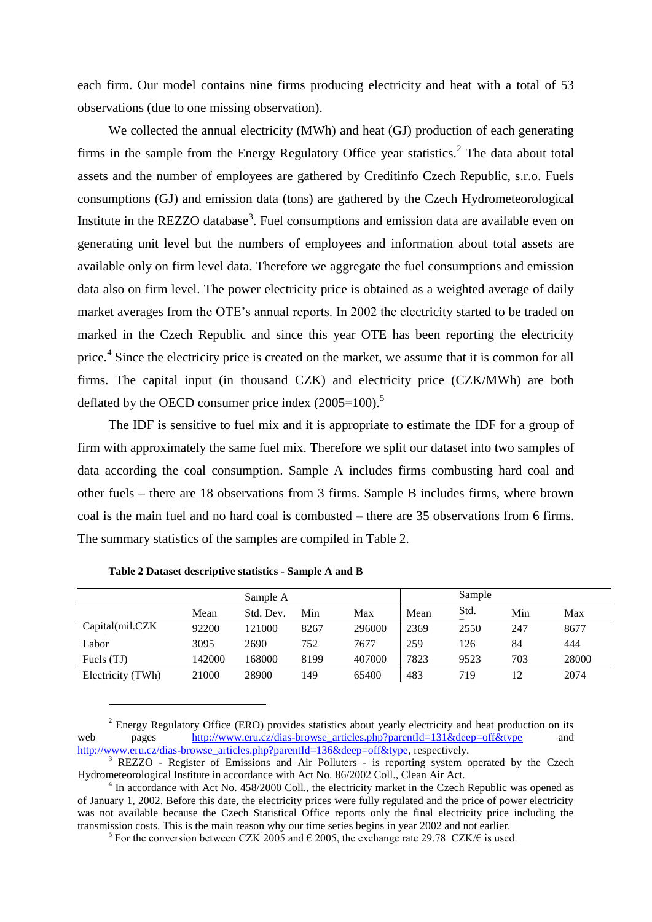each firm. Our model contains nine firms producing electricity and heat with a total of 53 observations (due to one missing observation).

We collected the annual electricity (MWh) and heat (GJ) production of each generating firms in the sample from the Energy Regulatory Office year statistics.[2] The data about total assets and the number of employees are gathered by Creditinfo Czech Republic, s.r.o. Fuels consumptions (GJ) and emission data (tons) are gathered by the Czech Hydrometeorological Institute in the REZZO database[3]. Fuel consumptions and emission data are available even on generating unit level but the numbers of employees and information about total assets are available only on firm level data. Therefore we aggregate the fuel consumptions and emission data also on firm level. The power electricity price is obtained as a weighted average of daily market averages from the OTE's annual reports. In 2002 the electricity started to be traded on marked in the Czech Republic and since this year OTE has been reporting the electricity price.[4] Since the electricity price is created on the market, we assume that it is common for all firms. The capital input (in thousand CZK) and electricity price (CZK/MWh) are both deflated by the OECD consumer price index (2005=100).[5]

The IDF is sensitive to fuel mix and it is appropriate to estimate the IDF for a group of firm with approximately the same fuel mix. Therefore we split our dataset into two samples of data according the coal consumption. Sample A includes firms combusting hard coal and other fuels – there are 18 observations from 3 firms. Sample B includes firms, where brown coal is the main fuel and no hard coal is combusted – there are 35 observations from 6 firms. The summary statistics of the samples are compiled in Table 2.

**Table 2 Dataset descriptive statistics - Sample A and B**

| | Sample A | | | | Sample | | | |
|---|---|---|---|---|---|---|---|---|
| | Mean | Std. Dev. | Min | Max | Mean | Std. | Min | Max |
| Capital(mil.CZK | 92200 | 121000 | 8267 | 296000 | 2369 | 2550 | 247 | 8677 |
| Labor | 3095 | 2690 | 752 | 7677 | 259 | 126 | 84 | 444 |
| Fuels (TJ) | 142000 | 168000 | 8199 | 407000 | 7823 | 9523 | 703 | 28000 |
| Electricity (TWh) | 21000 | 28900 | 149 | 65400 | 483 | 719 | 12 | 2074 |

---

[2] Energy Regulatory Office (ERO) provides statistics about yearly electricity and heat production on its web pages http://www.eru.cz/dias-browse_articles.php?parentId=131&deep=off&type and http://www.eru.cz/dias-browse_articles.php?parentId=136&deep=off&type, respectively.

[3] REZZO - Register of Emissions and Air Polluters - is reporting system operated by the Czech Hydrometeorological Institute in accordance with Act No. 86/2002 Coll., Clean Air Act.

[4] In accordance with Act No. 458/2000 Coll., the electricity market in the Czech Republic was opened as of January 1, 2002. Before this date, the electricity prices were fully regulated and the price of power electricity was not available because the Czech Statistical Office reports only the final electricity price including the transmission costs. This is the main reason why our time series begins in year 2002 and not earlier.

[5] For the conversion between CZK 2005 and € 2005, the exchange rate 29.78 CZK/€ is used.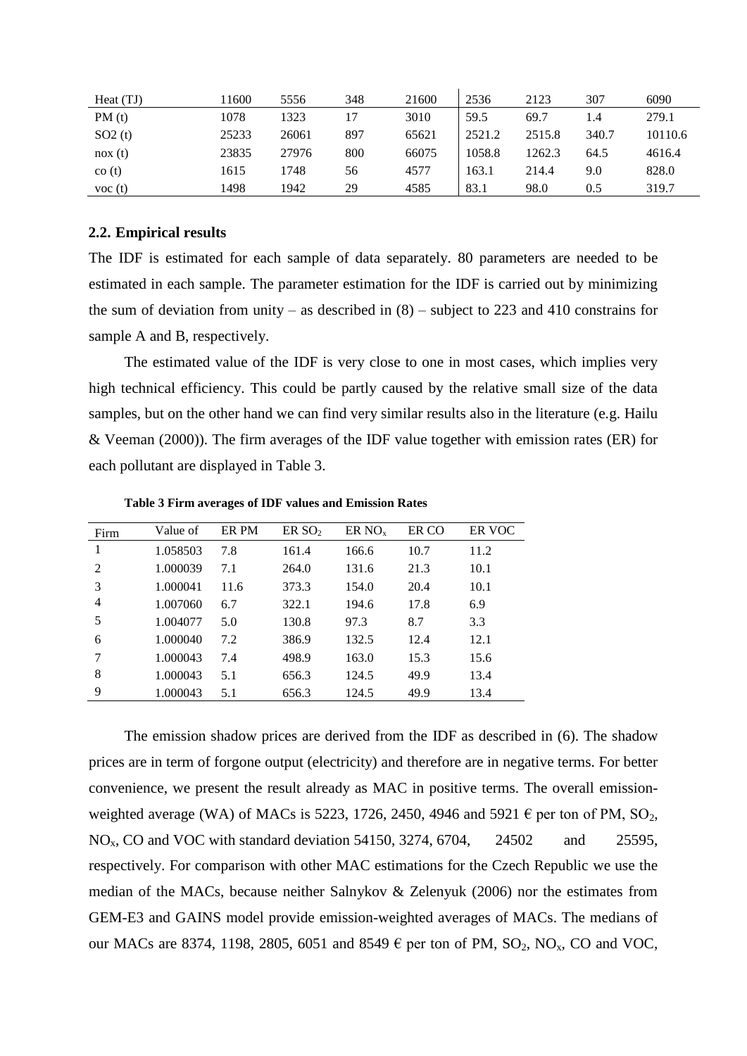| | | | | | | | | |
|---|---|---|---|---|---|---|---|---|
| Heat (TJ) | 11600 | 5556 | 348 | 21600 | 2536 | 2123 | 307 | 6090 |
| PM (t) | 1078 | 1323 | 17 | 3010 | 59.5 | 69.7 | 1.4 | 279.1 |
| SO2 (t) | 25233 | 26061 | 897 | 65621 | 2521.2 | 2515.8 | 340.7 | 10110.6 |
| nox (t) | 23835 | 27976 | 800 | 66075 | 1058.8 | 1262.3 | 64.5 | 4616.4 |
| co (t) | 1615 | 1748 | 56 | 4577 | 163.1 | 214.4 | 9.0 | 828.0 |
| voc (t) | 1498 | 1942 | 29 | 4585 | 83.1 | 98.0 | 0.5 | 319.7 |

### 2.2. Empirical results

The IDF is estimated for each sample of data separately. 80 parameters are needed to be estimated in each sample. The parameter estimation for the IDF is carried out by minimizing the sum of deviation from unity – as described in (8) – subject to 223 and 410 constrains for sample A and B, respectively.

The estimated value of the IDF is very close to one in most cases, which implies very high technical efficiency. This could be partly caused by the relative small size of the data samples, but on the other hand we can find very similar results also in the literature (e.g. Hailu & Veeman (2000)). The firm averages of the IDF value together with emission rates (ER) for each pollutant are displayed in Table 3.

**Table 3 Firm averages of IDF values and Emission Rates**

| Firm | Value of | ER PM | ER $SO_2$ | ER $NO_x$ | ER CO | ER VOC |
|---|---|---|---|---|---|---|
| 1 | 1.058503 | 7.8 | 161.4 | 166.6 | 10.7 | 11.2 |
| 2 | 1.000039 | 7.1 | 264.0 | 131.6 | 21.3 | 10.1 |
| 3 | 1.000041 | 11.6 | 373.3 | 154.0 | 20.4 | 10.1 |
| 4 | 1.007060 | 6.7 | 322.1 | 194.6 | 17.8 | 6.9 |
| 5 | 1.004077 | 5.0 | 130.8 | 97.3 | 8.7 | 3.3 |
| 6 | 1.000040 | 7.2 | 386.9 | 132.5 | 12.4 | 12.1 |
| 7 | 1.000043 | 7.4 | 498.9 | 163.0 | 15.3 | 15.6 |
| 8 | 1.000043 | 5.1 | 656.3 | 124.5 | 49.9 | 13.4 |
| 9 | 1.000043 | 5.1 | 656.3 | 124.5 | 49.9 | 13.4 |

The emission shadow prices are derived from the IDF as described in (6). The shadow prices are in term of forgone output (electricity) and therefore are in negative terms. For better convenience, we present the result already as MAC in positive terms. The overall emission-weighted average (WA) of MACs is 5223, 1726, 2450, 4946 and 5921 € per ton of PM, $SO_2$, $NO_x$, CO and VOC with standard deviation 54150, 3274, 6704, 24502 and 25595, respectively. For comparison with other MAC estimations for the Czech Republic we use the median of the MACs, because neither Salnykov & Zelenyuk (2006) nor the estimates from GEM-E3 and GAINS model provide emission-weighted averages of MACs. The medians of our MACs are 8374, 1198, 2805, 6051 and 8549 € per ton of PM, $SO_2$, $NO_x$, CO and VOC,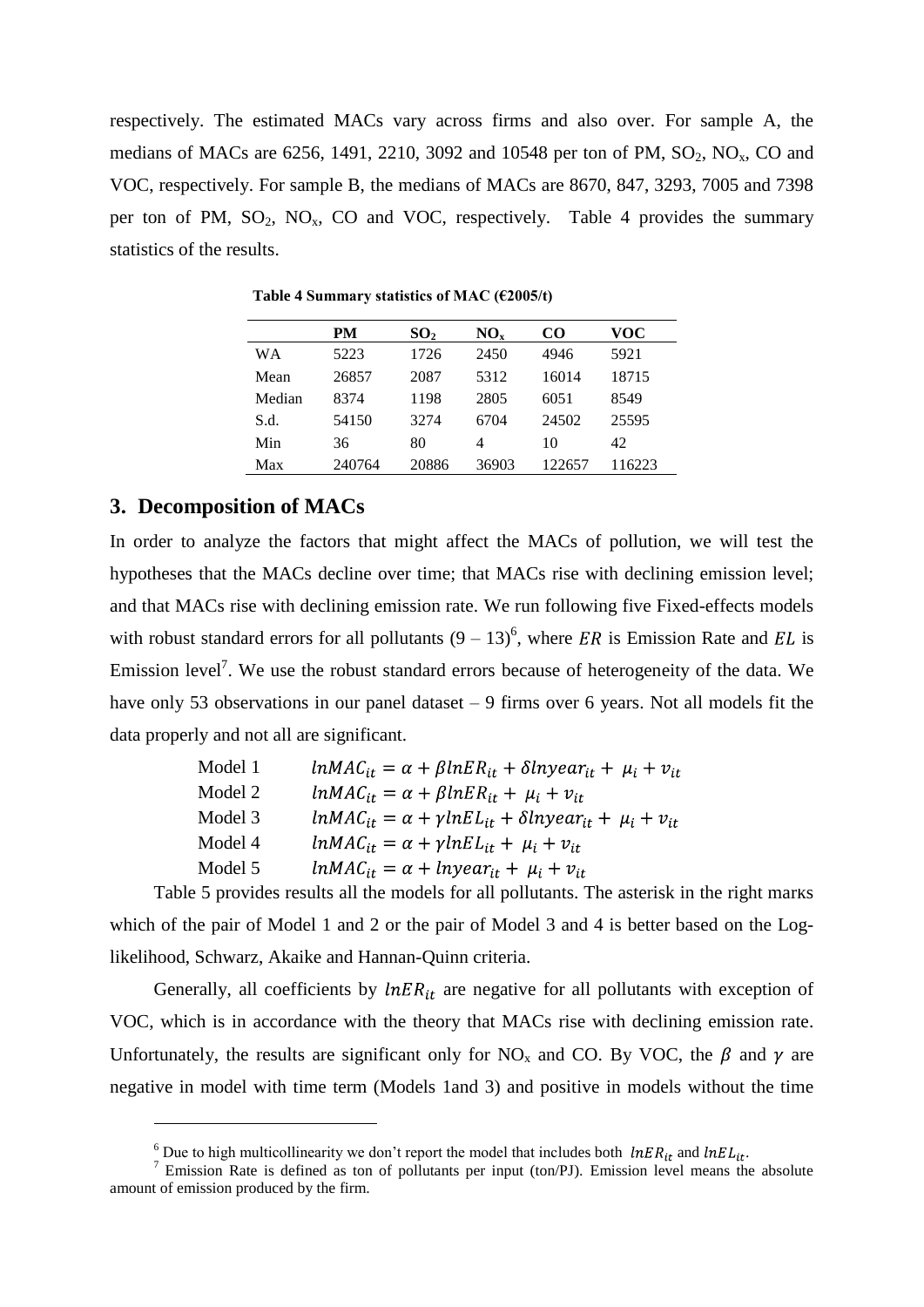respectively. The estimated MACs vary across firms and also over. For sample A, the medians of MACs are 6256, 1491, 2210, 3092 and 10548 per ton of PM, $SO_2$, $NO_x$, CO and VOC, respectively. For sample B, the medians of MACs are 8670, 847, 3293, 7005 and 7398 per ton of PM, $SO_2$, $NO_x$, CO and VOC, respectively. Table 4 provides the summary statistics of the results.

**Table 4 Summary statistics of MAC (€2005/t)**

| | PM | $SO_2$ | $NO_x$ | CO | VOC |
|---|---|---|---|---|---|
| WA | 5223 | 1726 | 2450 | 4946 | 5921 |
| Mean | 26857 | 2087 | 5312 | 16014 | 18715 |
| Median | 8374 | 1198 | 2805 | 6051 | 8549 |
| S.d. | 54150 | 3274 | 6704 | 24502 | 25595 |
| Min | 36 | 80 | 4 | 10 | 42 |
| Max | 240764 | 20886 | 36903 | 122657 | 116223 |

## 3. Decomposition of MACs

In order to analyze the factors that might affect the MACs of pollution, we will test the hypotheses that the MACs decline over time; that MACs rise with declining emission level; and that MACs rise with declining emission rate. We run following five Fixed-effects models with robust standard errors for all pollutants (9 – 13)[6], where $ER$ is Emission Rate and $EL$ is Emission level[7]. We use the robust standard errors because of heterogeneity of the data. We have only 53 observations in our panel dataset – 9 firms over 6 years. Not all models fit the data properly and not all are significant.

Model 1 $\quad lnMAC_{it} = \alpha + \beta lnER_{it} + \delta lnyear_{it} + \mu_i + v_{it}$

Model 2 $\quad lnMAC_{it} = \alpha + \beta lnER_{it} + \mu_i + v_{it}$

Model 3 $\quad lnMAC_{it} = \alpha + \gamma lnEL_{it} + \delta lnyear_{it} + \mu_i + v_{it}$

Model 4 $\quad lnMAC_{it} = \alpha + \gamma lnEL_{it} + \mu_i + v_{it}$

Model 5 $\quad lnMAC_{it} = \alpha + lnyear_{it} + \mu_i + v_{it}$

Table 5 provides results all the models for all pollutants. The asterisk in the right marks which of the pair of Model 1 and 2 or the pair of Model 3 and 4 is better based on the Log-likelihood, Schwarz, Akaike and Hannan-Quinn criteria.

Generally, all coefficients by $lnER_{it}$ are negative for all pollutants with exception of VOC, which is in accordance with the theory that MACs rise with declining emission rate. Unfortunately, the results are significant only for $NO_x$ and CO. By VOC, the $\beta$ and $\gamma$ are negative in model with time term (Models 1and 3) and positive in models without the time

---

[6] Due to high multicollinearity we don't report the model that includes both $lnER_{it}$ and $lnEL_{it}$.

[7] Emission Rate is defined as ton of pollutants per input (ton/PJ). Emission level means the absolute amount of emission produced by the firm.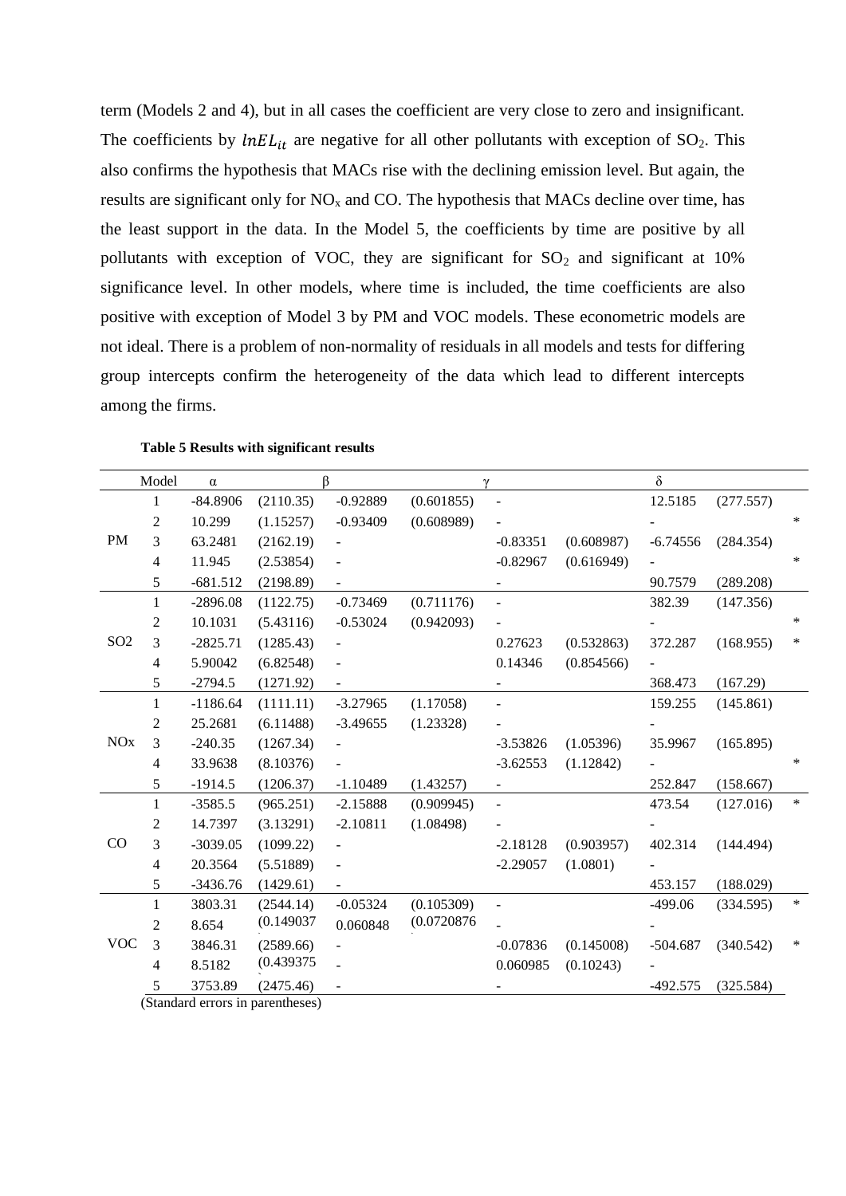term (Models 2 and 4), but in all cases the coefficient are very close to zero and insignificant. The coefficients by $lnEL_{it}$ are negative for all other pollutants with exception of $SO_2$. This also confirms the hypothesis that MACs rise with the declining emission level. But again, the results are significant only for $NO_x$ and CO. The hypothesis that MACs decline over time, has the least support in the data. In the Model 5, the coefficients by time are positive by all pollutants with exception of VOC, they are significant for $SO_2$ and significant at 10% significance level. In other models, where time is included, the time coefficients are also positive with exception of Model 3 by PM and VOC models. These econometric models are not ideal. There is a problem of non-normality of residuals in all models and tests for differing group intercepts confirm the heterogeneity of the data which lead to different intercepts among the firms.

**Table 5 Results with significant results**

| | Model | α | | β | | γ | | δ | | |
|---|---|---|---|---|---|---|---|---|---|---|
| PM | 1 | -84.8906 | (2110.35) | -0.92889 | (0.601855) | - | | 12.5185 | (277.557) | |
| | 2 | 10.299 | (1.15257) | -0.93409 | (0.608989) | - | | - | | * |
| | 3 | 63.2481 | (2162.19) | - | | -0.83351 | (0.608987) | -6.74556 | (284.354) | |
| | 4 | 11.945 | (2.53854) | - | | -0.82967 | (0.616949) | - | | * |
| | 5 | -681.512 | (2198.89) | - | | - | | 90.7579 | (289.208) | |
| SO2 | 1 | -2896.08 | (1122.75) | -0.73469 | (0.711176) | - | | 382.39 | (147.356) | |
| | 2 | 10.1031 | (5.43116) | -0.53024 | (0.942093) | - | | - | | * |
| | 3 | -2825.71 | (1285.43) | - | | 0.27623 | (0.532863) | 372.287 | (168.955) | * |
| | 4 | 5.90042 | (6.82548) | - | | 0.14346 | (0.854566) | - | | |
| | 5 | -2794.5 | (1271.92) | - | | - | | 368.473 | (167.29) | |
| NOx | 1 | -1186.64 | (1111.11) | -3.27965 | (1.17058) | - | | 159.255 | (145.861) | |
| | 2 | 25.2681 | (6.11488) | -3.49655 | (1.23328) | - | | - | | |
| | 3 | -240.35 | (1267.34) | - | | -3.53826 | (1.05396) | 35.9967 | (165.895) | |
| | 4 | 33.9638 | (8.10376) | - | | -3.62553 | (1.12842) | - | | * |
| | 5 | -1914.5 | (1206.37) | -1.10489 | (1.43257) | - | | 252.847 | (158.667) | |
| CO | 1 | -3585.5 | (965.251) | -2.15888 | (0.909945) | - | | 473.54 | (127.016) | * |
| | 2 | 14.7397 | (3.13291) | -2.10811 | (1.08498) | - | | - | | |
| | 3 | -3039.05 | (1099.22) | - | | -2.18128 | (0.903957) | 402.314 | (144.494) | |
| | 4 | 20.3564 | (5.51889) | - | | -2.29057 | (1.0801) | - | | |
| | 5 | -3436.76 | (1429.61) | - | | - | | 453.157 | (188.029) | |
| VOC | 1 | 3803.31 | (2544.14) | -0.05324 | (0.105309) | - | | -499.06 | (334.595) | * |
| | 2 | 8.654 | (0.149037 | 0.060848 | (0.0720876 | - | | - | | |
| | 3 | 3846.31 | (2589.66) | - | | -0.07836 | (0.145008) | -504.687 | (340.542) | * |
| | 4 | 8.5182 | (0.439375 | - | | 0.060985 | (0.10243) | - | | |
| | 5 | 3753.89 | (2475.46) | - | | - | | -492.575 | (325.584) | |

(Standard errors in parentheses)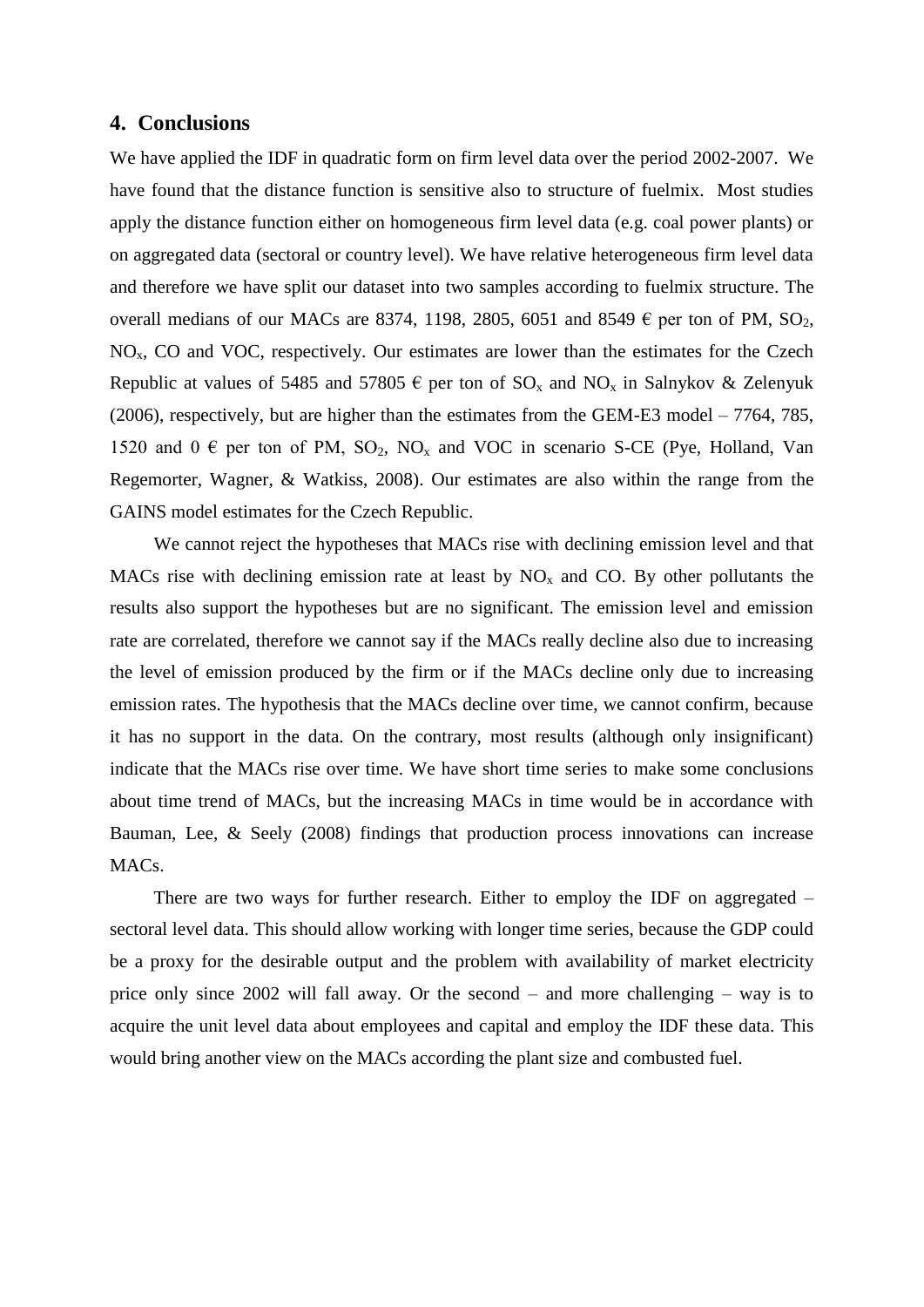## 4. Conclusions

We have applied the IDF in quadratic form on firm level data over the period 2002-2007. We have found that the distance function is sensitive also to structure of fuelmix. Most studies apply the distance function either on homogeneous firm level data (e.g. coal power plants) or on aggregated data (sectoral or country level). We have relative heterogeneous firm level data and therefore we have split our dataset into two samples according to fuelmix structure. The overall medians of our MACs are 8374, 1198, 2805, 6051 and 8549 € per ton of PM, $SO_2$, $NO_x$, CO and VOC, respectively. Our estimates are lower than the estimates for the Czech Republic at values of 5485 and 57805 € per ton of $SO_x$ and $NO_x$ in Salnykov & Zelenyuk (2006), respectively, but are higher than the estimates from the GEM-E3 model – 7764, 785, 1520 and 0 € per ton of PM, $SO_2$, $NO_x$ and VOC in scenario S-CE (Pye, Holland, Van Regemorter, Wagner, & Watkiss, 2008). Our estimates are also within the range from the GAINS model estimates for the Czech Republic.

We cannot reject the hypotheses that MACs rise with declining emission level and that MACs rise with declining emission rate at least by $NO_x$ and CO. By other pollutants the results also support the hypotheses but are no significant. The emission level and emission rate are correlated, therefore we cannot say if the MACs really decline also due to increasing the level of emission produced by the firm or if the MACs decline only due to increasing emission rates. The hypothesis that the MACs decline over time, we cannot confirm, because it has no support in the data. On the contrary, most results (although only insignificant) indicate that the MACs rise over time. We have short time series to make some conclusions about time trend of MACs, but the increasing MACs in time would be in accordance with Bauman, Lee, & Seely (2008) findings that production process innovations can increase MACs.

There are two ways for further research. Either to employ the IDF on aggregated – sectoral level data. This should allow working with longer time series, because the GDP could be a proxy for the desirable output and the problem with availability of market electricity price only since 2002 will fall away. Or the second – and more challenging – way is to acquire the unit level data about employees and capital and employ the IDF these data. This would bring another view on the MACs according the plant size and combusted fuel.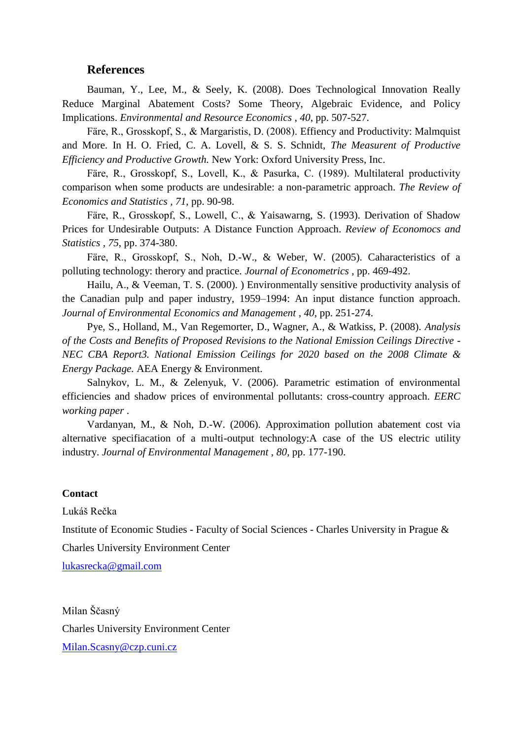## References

Bauman, Y., Lee, M., & Seely, K. (2008). Does Technological Innovation Really Reduce Marginal Abatement Costs? Some Theory, Algebraic Evidence, and Policy Implications. *Environmental and Resource Economics , 40*, pp. 507-527.

Färe, R., Grosskopf, S., & Margaristis, D. (2008). Effiency and Productivity: Malmquist and More. In H. O. Fried, C. A. Lovell, & S. S. Schnidt, *The Measurent of Productive Efficiency and Productive Growth.* New York: Oxford University Press, Inc.

Färe, R., Grosskopf, S., Lovell, K., & Pasurka, C. (1989). Multilateral productivity comparison when some products are undesirable: a non-parametric approach. *The Review of Economics and Statistics , 71*, pp. 90-98.

Färe, R., Grosskopf, S., Lowell, C., & Yaisawarng, S. (1993). Derivation of Shadow Prices for Undesirable Outputs: A Distance Function Approach. *Review of Economocs and Statistics , 75*, pp. 374-380.

Färe, R., Grosskopf, S., Noh, D.-W., & Weber, W. (2005). Caharacteristics of a polluting technology: therory and practice. *Journal of Econometrics* , pp. 469-492.

Hailu, A., & Veeman, T. S. (2000). ) Environmentally sensitive productivity analysis of the Canadian pulp and paper industry, 1959–1994: An input distance function approach. *Journal of Environmental Economics and Management , 40*, pp. 251-274.

Pye, S., Holland, M., Van Regemorter, D., Wagner, A., & Watkiss, P. (2008). *Analysis of the Costs and Benefits of Proposed Revisions to the National Emission Ceilings Directive - NEC CBA Report3. National Emission Ceilings for 2020 based on the 2008 Climate & Energy Package.* AEA Energy & Environment.

Salnykov, L. M., & Zelenyuk, V. (2006). Parametric estimation of environmental efficiencies and shadow prices of environmental pollutants: cross-country approach. *EERC working paper* .

Vardanyan, M., & Noh, D.-W. (2006). Approximation pollution abatement cost via alternative specifiacation of a multi-output technology:A case of the US electric utility industry. *Journal of Environmental Management , 80*, pp. 177-190.

**Contact**

Lukáš Rečka

Institute of Economic Studies - Faculty of Social Sciences - Charles University in Prague &

Charles University Environment Center

lukasrecka@gmail.com

Milan Ščasný

Charles University Environment Center

Milan.Scasny@czp.cuni.cz